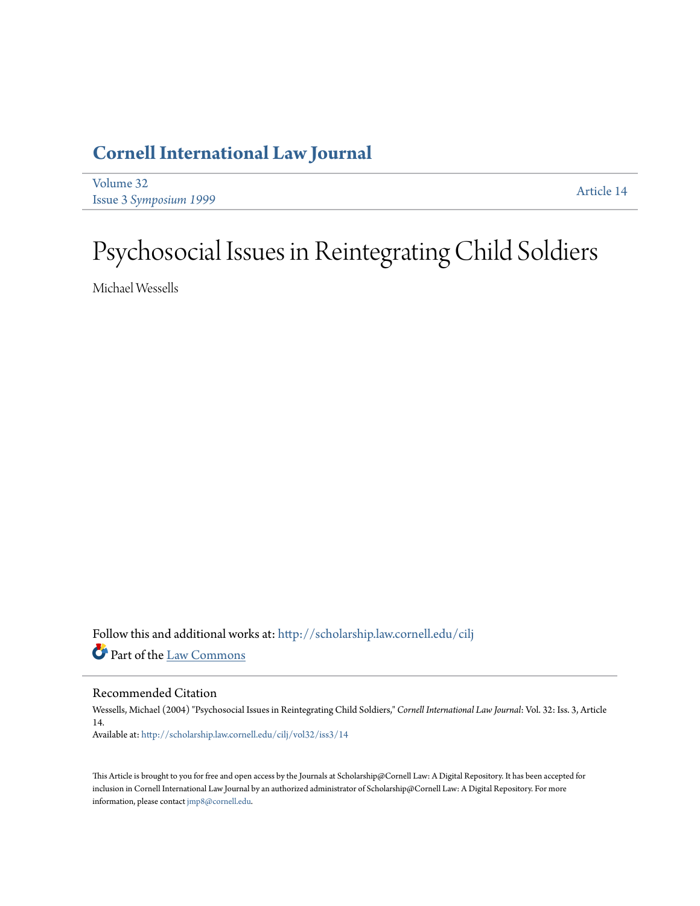# Cornell International Law Journal

Volume 32
Issue 3 *Symposium 1999*

Article 14

# Psychosocial Issues in Reintegrating Child Soldiers

Michael Wessells

Follow this and additional works at: http://scholarship.law.cornell.edu/cilj

Part of the Law Commons

## Recommended Citation

Wessells, Michael (2004) "Psychosocial Issues in Reintegrating Child Soldiers," *Cornell International Law Journal*: Vol. 32: Iss. 3, Article 14.
Available at: http://scholarship.law.cornell.edu/cilj/vol32/iss3/14

This Article is brought to you for free and open access by the Journals at Scholarship@Cornell Law: A Digital Repository. It has been accepted for inclusion in Cornell International Law Journal by an authorized administrator of Scholarship@Cornell Law: A Digital Repository. For more information, please contact jmp8@cornell.edu.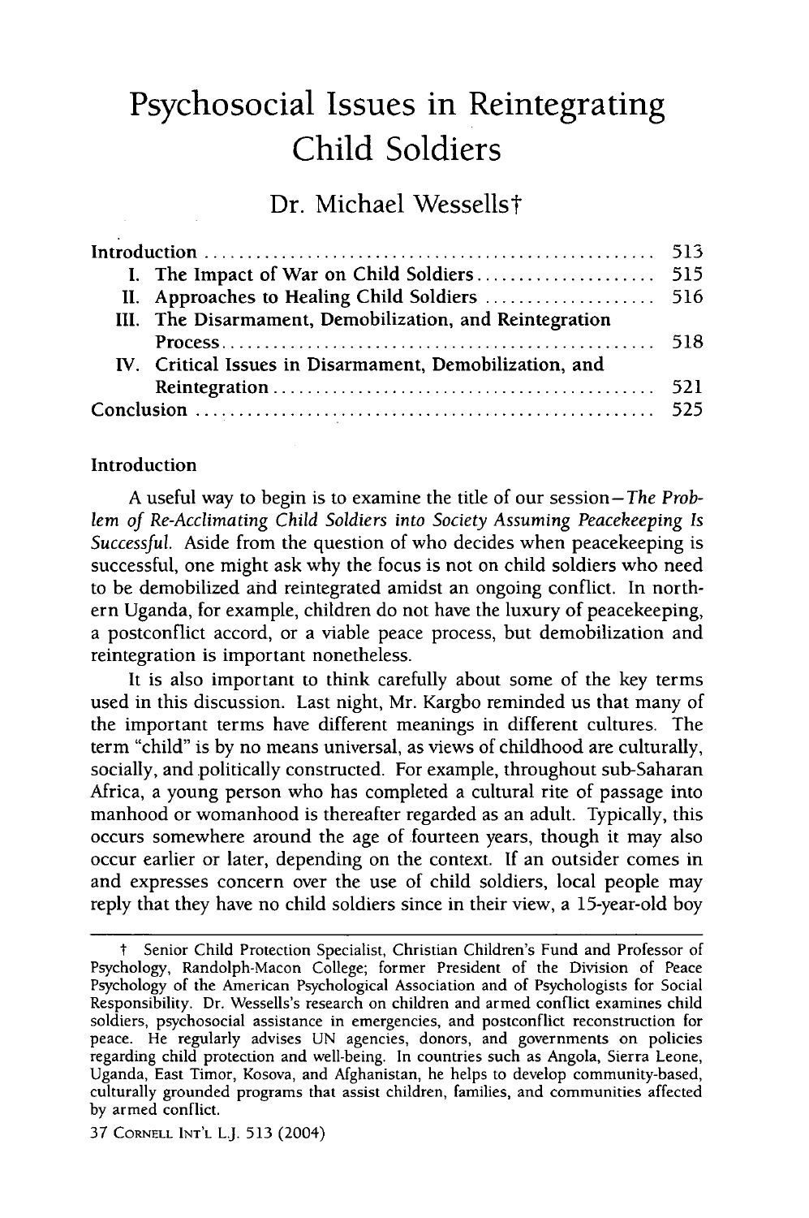# Psychosocial Issues in Reintegrating Child Soldiers

## Dr. Michael Wessells†

Introduction ..... 513
I. The Impact of War on Child Soldiers ..... 515
II. Approaches to Healing Child Soldiers ..... 516
III. The Disarmament, Demobilization, and Reintegration Process ..... 518
IV. Critical Issues in Disarmament, Demobilization, and Reintegration ..... 521
Conclusion ..... 525

### Introduction

A useful way to begin is to examine the title of our session—*The Problem of Re-Acclimating Child Soldiers into Society Assuming Peacekeeping Is Successful.* Aside from the question of who decides when peacekeeping is successful, one might ask why the focus is not on child soldiers who need to be demobilized and reintegrated amidst an ongoing conflict. In northern Uganda, for example, children do not have the luxury of peacekeeping, a postconflict accord, or a viable peace process, but demobilization and reintegration is important nonetheless.

It is also important to think carefully about some of the key terms used in this discussion. Last night, Mr. Kargbo reminded us that many of the important terms have different meanings in different cultures. The term "child" is by no means universal, as views of childhood are culturally, socially, and politically constructed. For example, throughout sub-Saharan Africa, a young person who has completed a cultural rite of passage into manhood or womanhood is thereafter regarded as an adult. Typically, this occurs somewhere around the age of fourteen years, though it may also occur earlier or later, depending on the context. If an outsider comes in and expresses concern over the use of child soldiers, local people may reply that they have no child soldiers since in their view, a 15-year-old boy

† Senior Child Protection Specialist, Christian Children's Fund and Professor of Psychology, Randolph-Macon College; former President of the Division of Peace Psychology of the American Psychological Association and of Psychologists for Social Responsibility. Dr. Wessells's research on children and armed conflict examines child soldiers, psychosocial assistance in emergencies, and postconflict reconstruction for peace. He regularly advises UN agencies, donors, and governments on policies regarding child protection and well-being. In countries such as Angola, Sierra Leone, Uganda, East Timor, Kosova, and Afghanistan, he helps to develop community-based, culturally grounded programs that assist children, families, and communities affected by armed conflict.

37 CORNELL INT'L L.J. 513 (2004)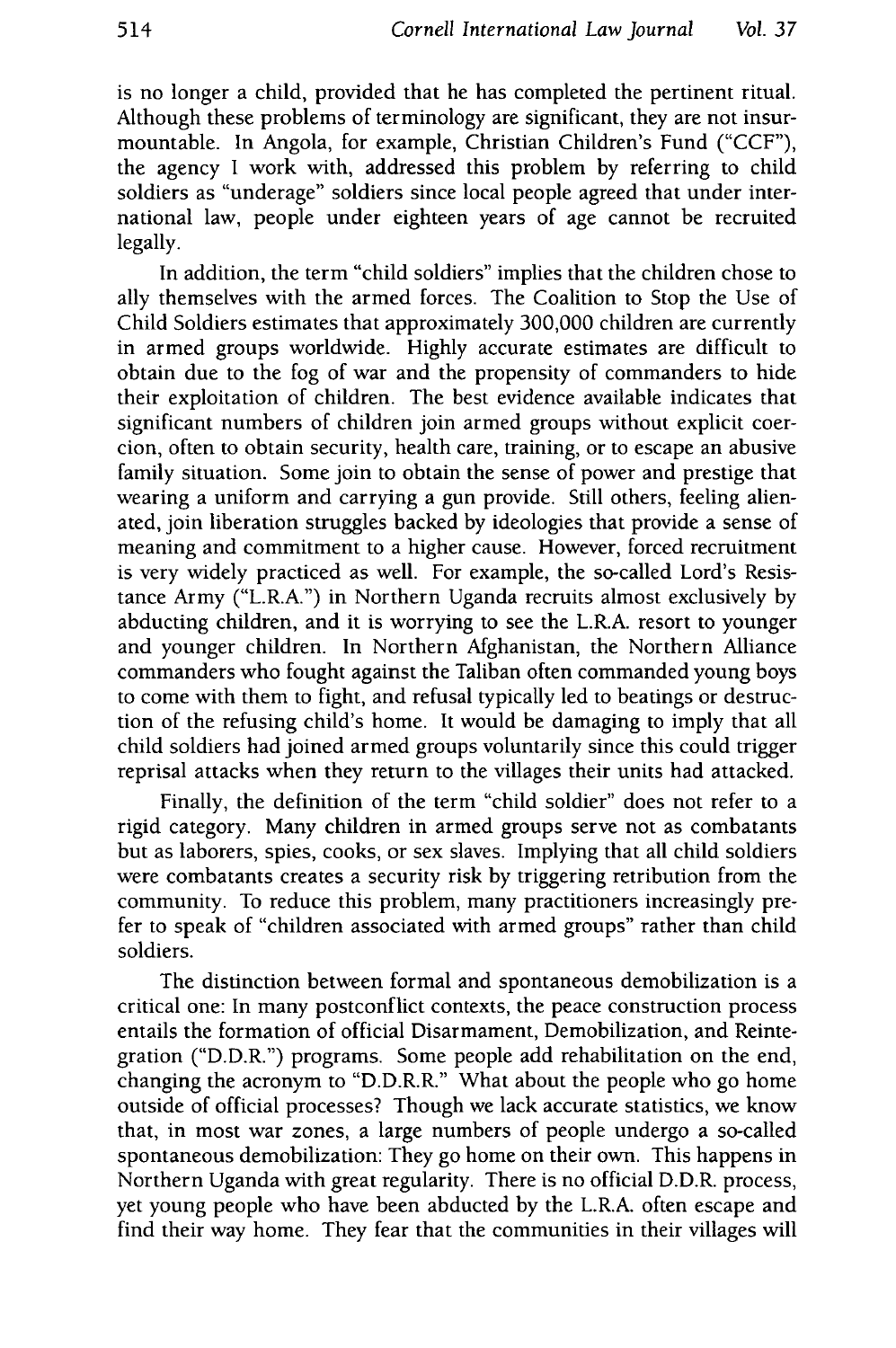is no longer a child, provided that he has completed the pertinent ritual. Although these problems of terminology are significant, they are not insurmountable. In Angola, for example, Christian Children's Fund ("CCF"), the agency I work with, addressed this problem by referring to child soldiers as "underage" soldiers since local people agreed that under international law, people under eighteen years of age cannot be recruited legally.

In addition, the term "child soldiers" implies that the children chose to ally themselves with the armed forces. The Coalition to Stop the Use of Child Soldiers estimates that approximately 300,000 children are currently in armed groups worldwide. Highly accurate estimates are difficult to obtain due to the fog of war and the propensity of commanders to hide their exploitation of children. The best evidence available indicates that significant numbers of children join armed groups without explicit coercion, often to obtain security, health care, training, or to escape an abusive family situation. Some join to obtain the sense of power and prestige that wearing a uniform and carrying a gun provide. Still others, feeling alienated, join liberation struggles backed by ideologies that provide a sense of meaning and commitment to a higher cause. However, forced recruitment is very widely practiced as well. For example, the so-called Lord's Resistance Army ("L.R.A.") in Northern Uganda recruits almost exclusively by abducting children, and it is worrying to see the L.R.A. resort to younger and younger children. In Northern Afghanistan, the Northern Alliance commanders who fought against the Taliban often commanded young boys to come with them to fight, and refusal typically led to beatings or destruction of the refusing child's home. It would be damaging to imply that all child soldiers had joined armed groups voluntarily since this could trigger reprisal attacks when they return to the villages their units had attacked.

Finally, the definition of the term "child soldier" does not refer to a rigid category. Many children in armed groups serve not as combatants but as laborers, spies, cooks, or sex slaves. Implying that all child soldiers were combatants creates a security risk by triggering retribution from the community. To reduce this problem, many practitioners increasingly prefer to speak of "children associated with armed groups" rather than child soldiers.

The distinction between formal and spontaneous demobilization is a critical one: In many postconflict contexts, the peace construction process entails the formation of official Disarmament, Demobilization, and Reintegration ("D.D.R.") programs. Some people add rehabilitation on the end, changing the acronym to "D.D.R.R." What about the people who go home outside of official processes? Though we lack accurate statistics, we know that, in most war zones, a large numbers of people undergo a so-called spontaneous demobilization: They go home on their own. This happens in Northern Uganda with great regularity. There is no official D.D.R. process, yet young people who have been abducted by the L.R.A. often escape and find their way home. They fear that the communities in their villages will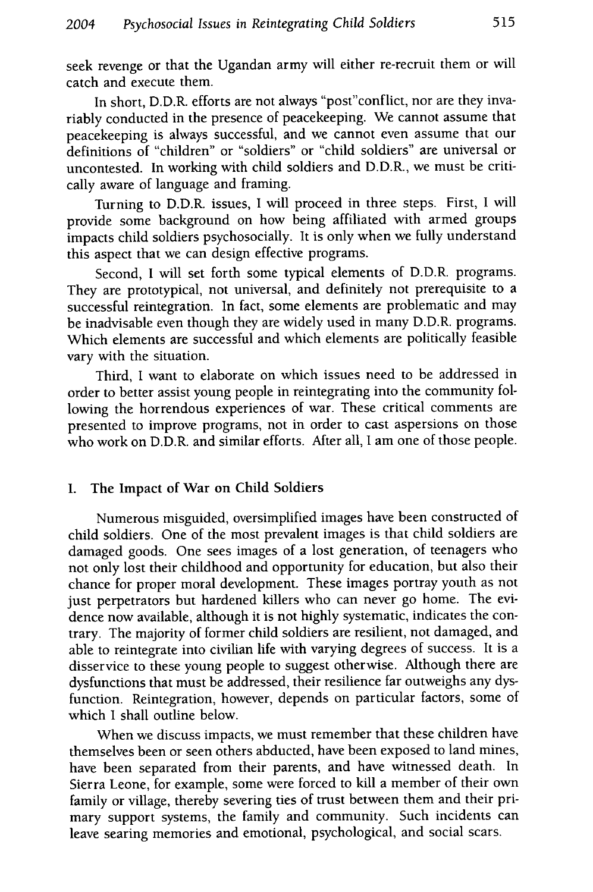seek revenge or that the Ugandan army will either re-recruit them or will catch and execute them.

In short, D.D.R. efforts are not always "post"conflict, nor are they invariably conducted in the presence of peacekeeping. We cannot assume that peacekeeping is always successful, and we cannot even assume that our definitions of "children" or "soldiers" or "child soldiers" are universal or uncontested. In working with child soldiers and D.D.R., we must be critically aware of language and framing.

Turning to D.D.R. issues, I will proceed in three steps. First, I will provide some background on how being affiliated with armed groups impacts child soldiers psychosocially. It is only when we fully understand this aspect that we can design effective programs.

Second, I will set forth some typical elements of D.D.R. programs. They are prototypical, not universal, and definitely not prerequisite to a successful reintegration. In fact, some elements are problematic and may be inadvisable even though they are widely used in many D.D.R. programs. Which elements are successful and which elements are politically feasible vary with the situation.

Third, I want to elaborate on which issues need to be addressed in order to better assist young people in reintegrating into the community following the horrendous experiences of war. These critical comments are presented to improve programs, not in order to cast aspersions on those who work on D.D.R. and similar efforts. After all, I am one of those people.

## I. The Impact of War on Child Soldiers

Numerous misguided, oversimplified images have been constructed of child soldiers. One of the most prevalent images is that child soldiers are damaged goods. One sees images of a lost generation, of teenagers who not only lost their childhood and opportunity for education, but also their chance for proper moral development. These images portray youth as not just perpetrators but hardened killers who can never go home. The evidence now available, although it is not highly systematic, indicates the contrary. The majority of former child soldiers are resilient, not damaged, and able to reintegrate into civilian life with varying degrees of success. It is a disservice to these young people to suggest otherwise. Although there are dysfunctions that must be addressed, their resilience far outweighs any dysfunction. Reintegration, however, depends on particular factors, some of which I shall outline below.

When we discuss impacts, we must remember that these children have themselves been or seen others abducted, have been exposed to land mines, have been separated from their parents, and have witnessed death. In Sierra Leone, for example, some were forced to kill a member of their own family or village, thereby severing ties of trust between them and their primary support systems, the family and community. Such incidents can leave searing memories and emotional, psychological, and social scars.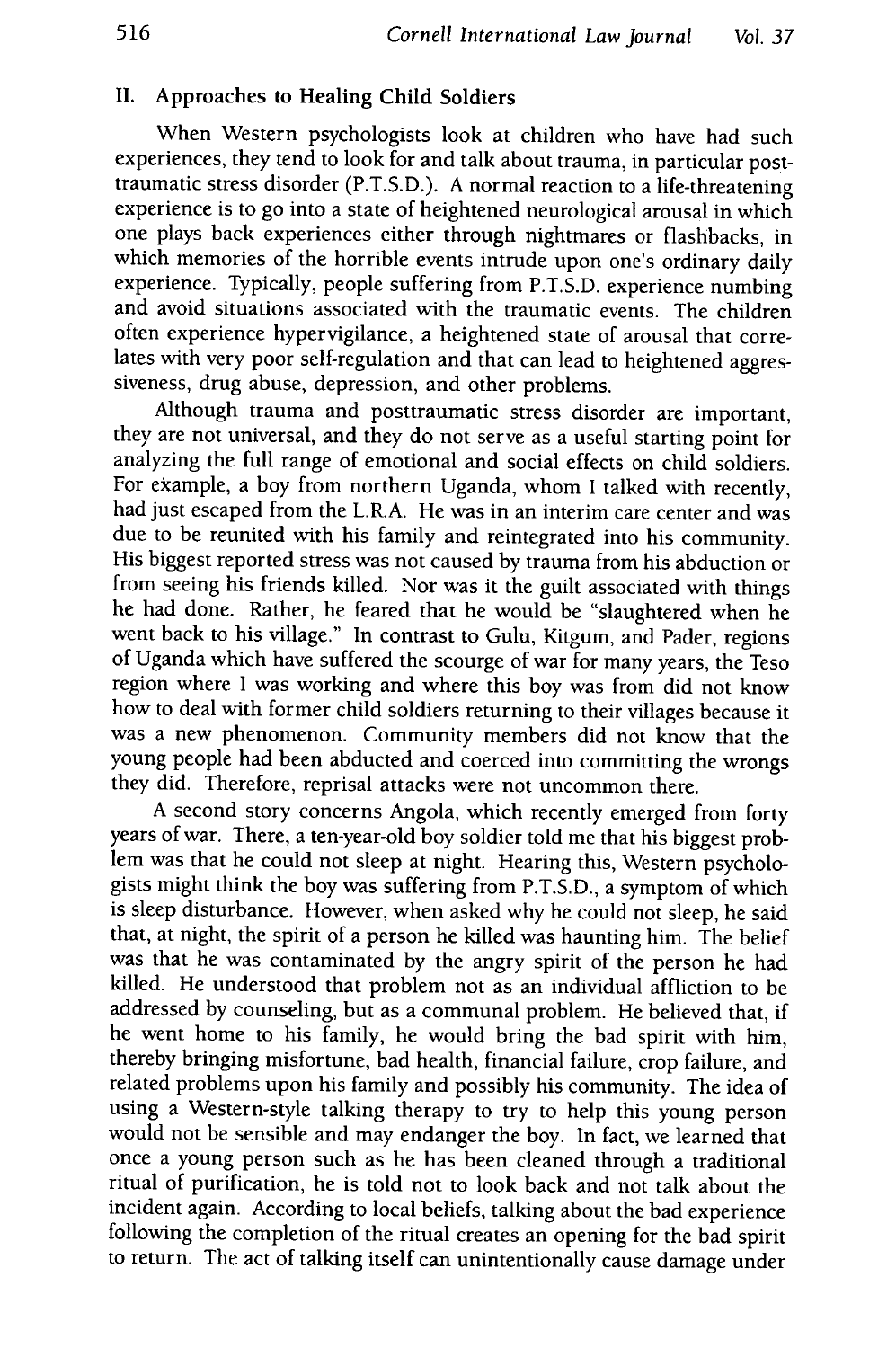## II. Approaches to Healing Child Soldiers

When Western psychologists look at children who have had such experiences, they tend to look for and talk about trauma, in particular post-traumatic stress disorder (P.T.S.D.). A normal reaction to a life-threatening experience is to go into a state of heightened neurological arousal in which one plays back experiences either through nightmares or flashbacks, in which memories of the horrible events intrude upon one's ordinary daily experience. Typically, people suffering from P.T.S.D. experience numbing and avoid situations associated with the traumatic events. The children often experience hypervigilance, a heightened state of arousal that correlates with very poor self-regulation and that can lead to heightened aggressiveness, drug abuse, depression, and other problems.

Although trauma and posttraumatic stress disorder are important, they are not universal, and they do not serve as a useful starting point for analyzing the full range of emotional and social effects on child soldiers. For example, a boy from northern Uganda, whom I talked with recently, had just escaped from the L.R.A. He was in an interim care center and was due to be reunited with his family and reintegrated into his community. His biggest reported stress was not caused by trauma from his abduction or from seeing his friends killed. Nor was it the guilt associated with things he had done. Rather, he feared that he would be "slaughtered when he went back to his village." In contrast to Gulu, Kitgum, and Pader, regions of Uganda which have suffered the scourge of war for many years, the Teso region where I was working and where this boy was from did not know how to deal with former child soldiers returning to their villages because it was a new phenomenon. Community members did not know that the young people had been abducted and coerced into committing the wrongs they did. Therefore, reprisal attacks were not uncommon there.

A second story concerns Angola, which recently emerged from forty years of war. There, a ten-year-old boy soldier told me that his biggest problem was that he could not sleep at night. Hearing this, Western psychologists might think the boy was suffering from P.T.S.D., a symptom of which is sleep disturbance. However, when asked why he could not sleep, he said that, at night, the spirit of a person he killed was haunting him. The belief was that he was contaminated by the angry spirit of the person he had killed. He understood that problem not as an individual affliction to be addressed by counseling, but as a communal problem. He believed that, if he went home to his family, he would bring the bad spirit with him, thereby bringing misfortune, bad health, financial failure, crop failure, and related problems upon his family and possibly his community. The idea of using a Western-style talking therapy to try to help this young person would not be sensible and may endanger the boy. In fact, we learned that once a young person such as he has been cleaned through a traditional ritual of purification, he is told not to look back and not talk about the incident again. According to local beliefs, talking about the bad experience following the completion of the ritual creates an opening for the bad spirit to return. The act of talking itself can unintentionally cause damage under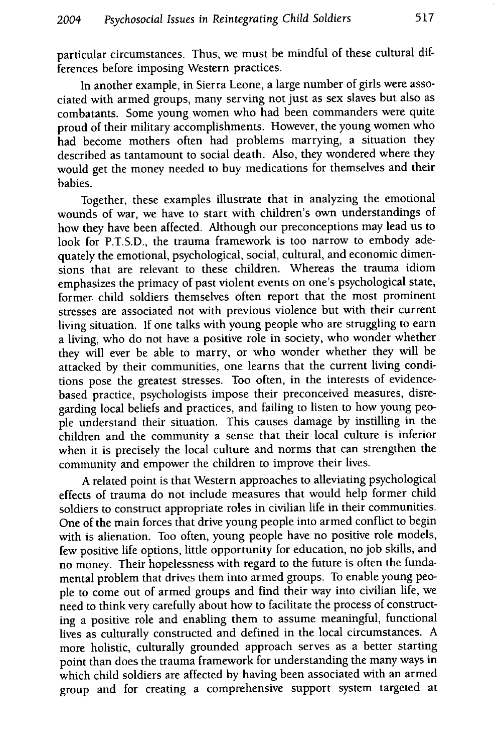particular circumstances. Thus, we must be mindful of these cultural differences before imposing Western practices.

In another example, in Sierra Leone, a large number of girls were associated with armed groups, many serving not just as sex slaves but also as combatants. Some young women who had been commanders were quite proud of their military accomplishments. However, the young women who had become mothers often had problems marrying, a situation they described as tantamount to social death. Also, they wondered where they would get the money needed to buy medications for themselves and their babies.

Together, these examples illustrate that in analyzing the emotional wounds of war, we have to start with children's own understandings of how they have been affected. Although our preconceptions may lead us to look for P.T.S.D., the trauma framework is too narrow to embody adequately the emotional, psychological, social, cultural, and economic dimensions that are relevant to these children. Whereas the trauma idiom emphasizes the primacy of past violent events on one's psychological state, former child soldiers themselves often report that the most prominent stresses are associated not with previous violence but with their current living situation. If one talks with young people who are struggling to earn a living, who do not have a positive role in society, who wonder whether they will ever be able to marry, or who wonder whether they will be attacked by their communities, one learns that the current living conditions pose the greatest stresses. Too often, in the interests of evidence-based practice, psychologists impose their preconceived measures, disregarding local beliefs and practices, and failing to listen to how young people understand their situation. This causes damage by instilling in the children and the community a sense that their local culture is inferior when it is precisely the local culture and norms that can strengthen the community and empower the children to improve their lives.

A related point is that Western approaches to alleviating psychological effects of trauma do not include measures that would help former child soldiers to construct appropriate roles in civilian life in their communities. One of the main forces that drive young people into armed conflict to begin with is alienation. Too often, young people have no positive role models, few positive life options, little opportunity for education, no job skills, and no money. Their hopelessness with regard to the future is often the fundamental problem that drives them into armed groups. To enable young people to come out of armed groups and find their way into civilian life, we need to think very carefully about how to facilitate the process of constructing a positive role and enabling them to assume meaningful, functional lives as culturally constructed and defined in the local circumstances. A more holistic, culturally grounded approach serves as a better starting point than does the trauma framework for understanding the many ways in which child soldiers are affected by having been associated with an armed group and for creating a comprehensive support system targeted at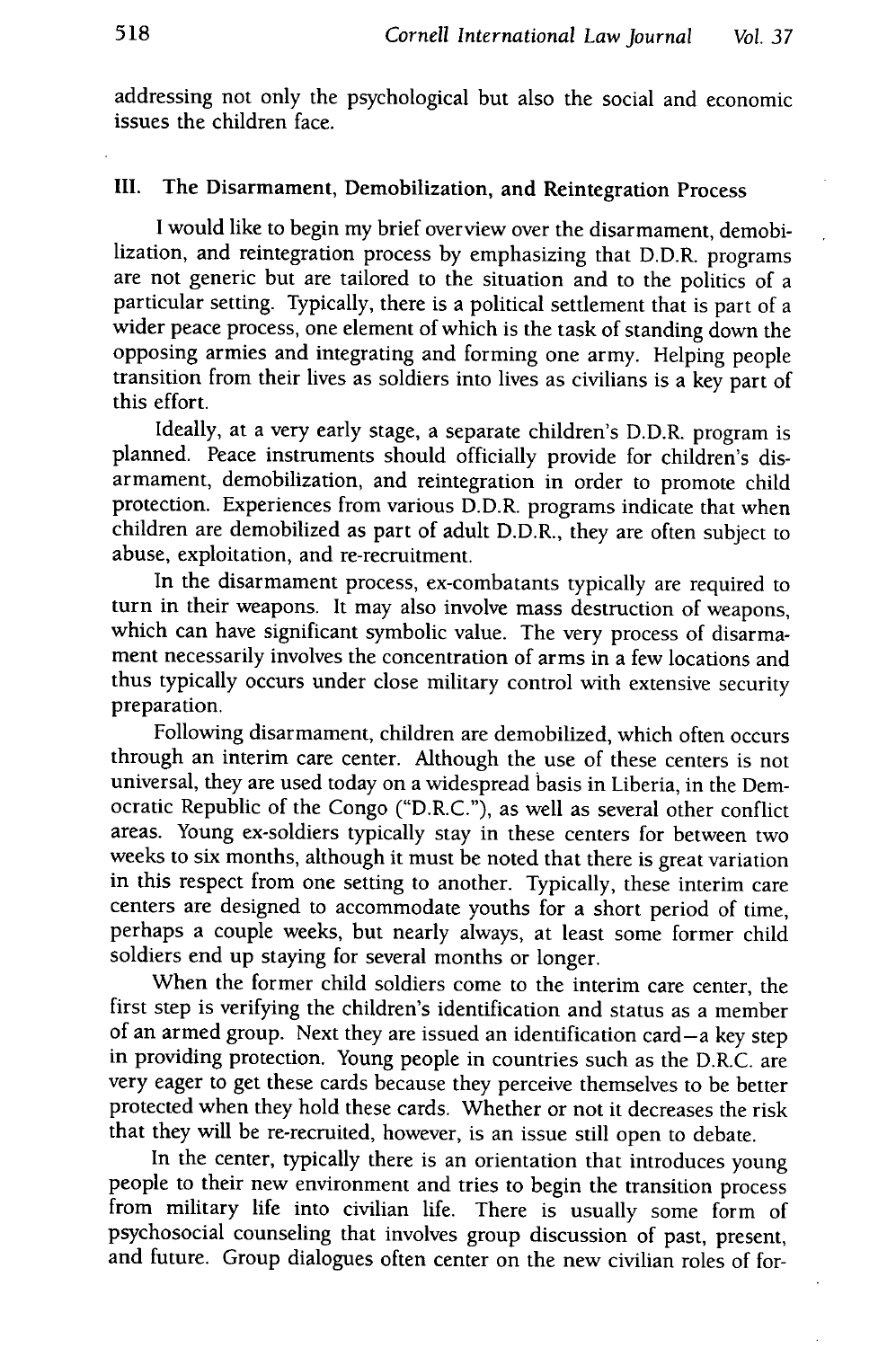addressing not only the psychological but also the social and economic issues the children face.

## III. The Disarmament, Demobilization, and Reintegration Process

I would like to begin my brief overview over the disarmament, demobilization, and reintegration process by emphasizing that D.D.R. programs are not generic but are tailored to the situation and to the politics of a particular setting. Typically, there is a political settlement that is part of a wider peace process, one element of which is the task of standing down the opposing armies and integrating and forming one army. Helping people transition from their lives as soldiers into lives as civilians is a key part of this effort.

Ideally, at a very early stage, a separate children's D.D.R. program is planned. Peace instruments should officially provide for children's disarmament, demobilization, and reintegration in order to promote child protection. Experiences from various D.D.R. programs indicate that when children are demobilized as part of adult D.D.R., they are often subject to abuse, exploitation, and re-recruitment.

In the disarmament process, ex-combatants typically are required to turn in their weapons. It may also involve mass destruction of weapons, which can have significant symbolic value. The very process of disarmament necessarily involves the concentration of arms in a few locations and thus typically occurs under close military control with extensive security preparation.

Following disarmament, children are demobilized, which often occurs through an interim care center. Although the use of these centers is not universal, they are used today on a widespread basis in Liberia, in the Democratic Republic of the Congo ("D.R.C."), as well as several other conflict areas. Young ex-soldiers typically stay in these centers for between two weeks to six months, although it must be noted that there is great variation in this respect from one setting to another. Typically, these interim care centers are designed to accommodate youths for a short period of time, perhaps a couple weeks, but nearly always, at least some former child soldiers end up staying for several months or longer.

When the former child soldiers come to the interim care center, the first step is verifying the children's identification and status as a member of an armed group. Next they are issued an identification card—a key step in providing protection. Young people in countries such as the D.R.C. are very eager to get these cards because they perceive themselves to be better protected when they hold these cards. Whether or not it decreases the risk that they will be re-recruited, however, is an issue still open to debate.

In the center, typically there is an orientation that introduces young people to their new environment and tries to begin the transition process from military life into civilian life. There is usually some form of psychosocial counseling that involves group discussion of past, present, and future. Group dialogues often center on the new civilian roles of for-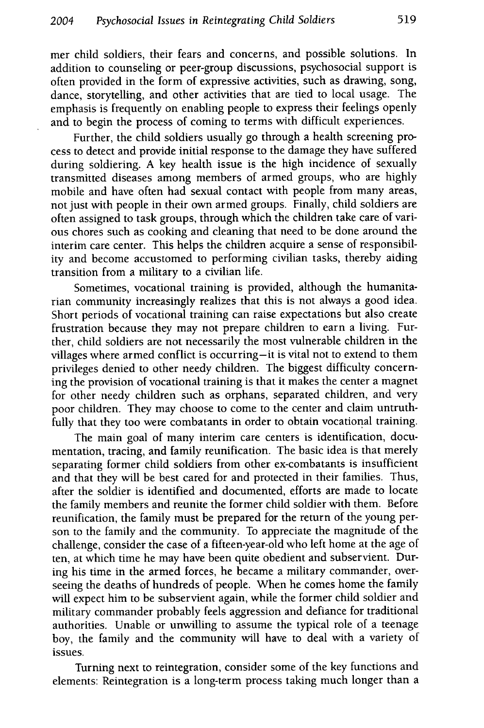mer child soldiers, their fears and concerns, and possible solutions. In addition to counseling or peer-group discussions, psychosocial support is often provided in the form of expressive activities, such as drawing, song, dance, storytelling, and other activities that are tied to local usage. The emphasis is frequently on enabling people to express their feelings openly and to begin the process of coming to terms with difficult experiences.

Further, the child soldiers usually go through a health screening process to detect and provide initial response to the damage they have suffered during soldiering. A key health issue is the high incidence of sexually transmitted diseases among members of armed groups, who are highly mobile and have often had sexual contact with people from many areas, not just with people in their own armed groups. Finally, child soldiers are often assigned to task groups, through which the children take care of various chores such as cooking and cleaning that need to be done around the interim care center. This helps the children acquire a sense of responsibility and become accustomed to performing civilian tasks, thereby aiding transition from a military to a civilian life.

Sometimes, vocational training is provided, although the humanitarian community increasingly realizes that this is not always a good idea. Short periods of vocational training can raise expectations but also create frustration because they may not prepare children to earn a living. Further, child soldiers are not necessarily the most vulnerable children in the villages where armed conflict is occurring—it is vital not to extend to them privileges denied to other needy children. The biggest difficulty concerning the provision of vocational training is that it makes the center a magnet for other needy children such as orphans, separated children, and very poor children. They may choose to come to the center and claim untruthfully that they too were combatants in order to obtain vocational training.

The main goal of many interim care centers is identification, documentation, tracing, and family reunification. The basic idea is that merely separating former child soldiers from other ex-combatants is insufficient and that they will be best cared for and protected in their families. Thus, after the soldier is identified and documented, efforts are made to locate the family members and reunite the former child soldier with them. Before reunification, the family must be prepared for the return of the young person to the family and the community. To appreciate the magnitude of the challenge, consider the case of a fifteen-year-old who left home at the age of ten, at which time he may have been quite obedient and subservient. During his time in the armed forces, he became a military commander, overseeing the deaths of hundreds of people. When he comes home the family will expect him to be subservient again, while the former child soldier and military commander probably feels aggression and defiance for traditional authorities. Unable or unwilling to assume the typical role of a teenage boy, the family and the community will have to deal with a variety of issues.

Turning next to reintegration, consider some of the key functions and elements: Reintegration is a long-term process taking much longer than a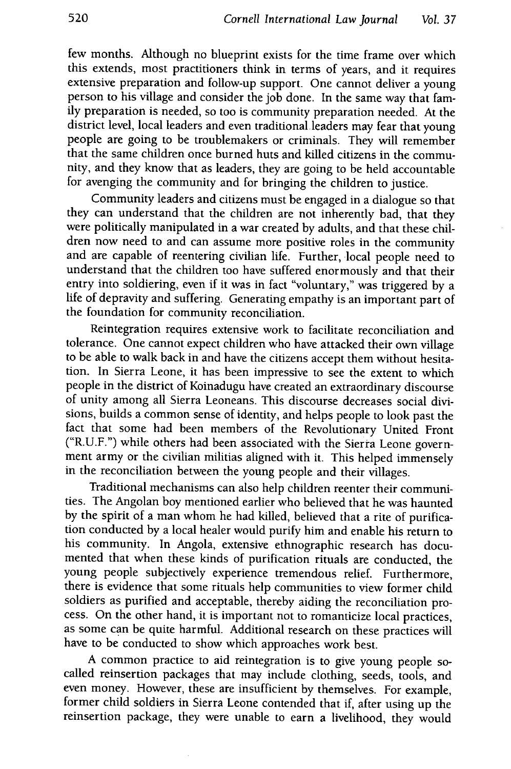few months. Although no blueprint exists for the time frame over which this extends, most practitioners think in terms of years, and it requires extensive preparation and follow-up support. One cannot deliver a young person to his village and consider the job done. In the same way that family preparation is needed, so too is community preparation needed. At the district level, local leaders and even traditional leaders may fear that young people are going to be troublemakers or criminals. They will remember that the same children once burned huts and killed citizens in the community, and they know that as leaders, they are going to be held accountable for avenging the community and for bringing the children to justice.

Community leaders and citizens must be engaged in a dialogue so that they can understand that the children are not inherently bad, that they were politically manipulated in a war created by adults, and that these children now need to and can assume more positive roles in the community and are capable of reentering civilian life. Further, local people need to understand that the children too have suffered enormously and that their entry into soldiering, even if it was in fact "voluntary," was triggered by a life of depravity and suffering. Generating empathy is an important part of the foundation for community reconciliation.

Reintegration requires extensive work to facilitate reconciliation and tolerance. One cannot expect children who have attacked their own village to be able to walk back in and have the citizens accept them without hesitation. In Sierra Leone, it has been impressive to see the extent to which people in the district of Koinadugu have created an extraordinary discourse of unity among all Sierra Leoneans. This discourse decreases social divisions, builds a common sense of identity, and helps people to look past the fact that some had been members of the Revolutionary United Front ("R.U.F.") while others had been associated with the Sierra Leone government army or the civilian militias aligned with it. This helped immensely in the reconciliation between the young people and their villages.

Traditional mechanisms can also help children reenter their communities. The Angolan boy mentioned earlier who believed that he was haunted by the spirit of a man whom he had killed, believed that a rite of purification conducted by a local healer would purify him and enable his return to his community. In Angola, extensive ethnographic research has documented that when these kinds of purification rituals are conducted, the young people subjectively experience tremendous relief. Furthermore, there is evidence that some rituals help communities to view former child soldiers as purified and acceptable, thereby aiding the reconciliation process. On the other hand, it is important not to romanticize local practices, as some can be quite harmful. Additional research on these practices will have to be conducted to show which approaches work best.

A common practice to aid reintegration is to give young people so-called reinsertion packages that may include clothing, seeds, tools, and even money. However, these are insufficient by themselves. For example, former child soldiers in Sierra Leone contended that if, after using up the reinsertion package, they were unable to earn a livelihood, they would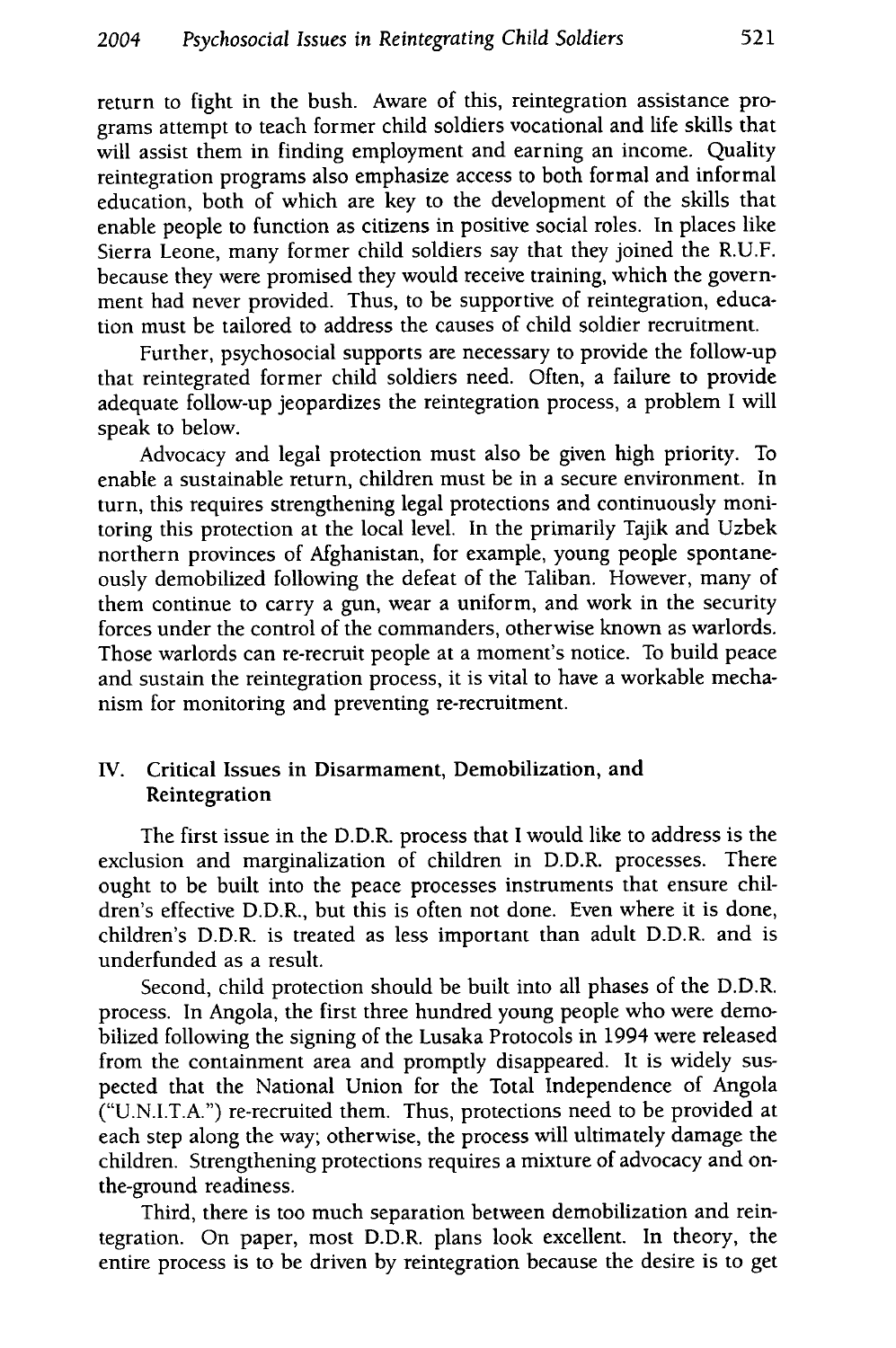return to fight in the bush. Aware of this, reintegration assistance programs attempt to teach former child soldiers vocational and life skills that will assist them in finding employment and earning an income. Quality reintegration programs also emphasize access to both formal and informal education, both of which are key to the development of the skills that enable people to function as citizens in positive social roles. In places like Sierra Leone, many former child soldiers say that they joined the R.U.F. because they were promised they would receive training, which the government had never provided. Thus, to be supportive of reintegration, education must be tailored to address the causes of child soldier recruitment.

Further, psychosocial supports are necessary to provide the follow-up that reintegrated former child soldiers need. Often, a failure to provide adequate follow-up jeopardizes the reintegration process, a problem I will speak to below.

Advocacy and legal protection must also be given high priority. To enable a sustainable return, children must be in a secure environment. In turn, this requires strengthening legal protections and continuously monitoring this protection at the local level. In the primarily Tajik and Uzbek northern provinces of Afghanistan, for example, young people spontaneously demobilized following the defeat of the Taliban. However, many of them continue to carry a gun, wear a uniform, and work in the security forces under the control of the commanders, otherwise known as warlords. Those warlords can re-recruit people at a moment's notice. To build peace and sustain the reintegration process, it is vital to have a workable mechanism for monitoring and preventing re-recruitment.

## IV. Critical Issues in Disarmament, Demobilization, and Reintegration

The first issue in the D.D.R. process that I would like to address is the exclusion and marginalization of children in D.D.R. processes. There ought to be built into the peace processes instruments that ensure children's effective D.D.R., but this is often not done. Even where it is done, children's D.D.R. is treated as less important than adult D.D.R. and is underfunded as a result.

Second, child protection should be built into all phases of the D.D.R. process. In Angola, the first three hundred young people who were demobilized following the signing of the Lusaka Protocols in 1994 were released from the containment area and promptly disappeared. It is widely suspected that the National Union for the Total Independence of Angola ("U.N.I.T.A.") re-recruited them. Thus, protections need to be provided at each step along the way; otherwise, the process will ultimately damage the children. Strengthening protections requires a mixture of advocacy and on-the-ground readiness.

Third, there is too much separation between demobilization and reintegration. On paper, most D.D.R. plans look excellent. In theory, the entire process is to be driven by reintegration because the desire is to get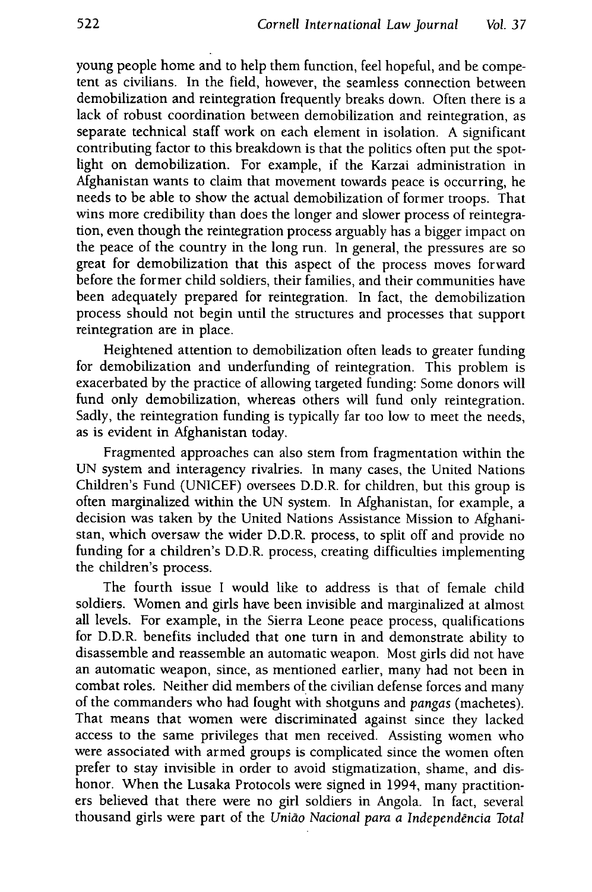young people home and to help them function, feel hopeful, and be competent as civilians. In the field, however, the seamless connection between demobilization and reintegration frequently breaks down. Often there is a lack of robust coordination between demobilization and reintegration, as separate technical staff work on each element in isolation. A significant contributing factor to this breakdown is that the politics often put the spotlight on demobilization. For example, if the Karzai administration in Afghanistan wants to claim that movement towards peace is occurring, he needs to be able to show the actual demobilization of former troops. That wins more credibility than does the longer and slower process of reintegration, even though the reintegration process arguably has a bigger impact on the peace of the country in the long run. In general, the pressures are so great for demobilization that this aspect of the process moves forward before the former child soldiers, their families, and their communities have been adequately prepared for reintegration. In fact, the demobilization process should not begin until the structures and processes that support reintegration are in place.

Heightened attention to demobilization often leads to greater funding for demobilization and underfunding of reintegration. This problem is exacerbated by the practice of allowing targeted funding: Some donors will fund only demobilization, whereas others will fund only reintegration. Sadly, the reintegration funding is typically far too low to meet the needs, as is evident in Afghanistan today.

Fragmented approaches can also stem from fragmentation within the UN system and interagency rivalries. In many cases, the United Nations Children's Fund (UNICEF) oversees D.D.R. for children, but this group is often marginalized within the UN system. In Afghanistan, for example, a decision was taken by the United Nations Assistance Mission to Afghanistan, which oversaw the wider D.D.R. process, to split off and provide no funding for a children's D.D.R. process, creating difficulties implementing the children's process.

The fourth issue I would like to address is that of female child soldiers. Women and girls have been invisible and marginalized at almost all levels. For example, in the Sierra Leone peace process, qualifications for D.D.R. benefits included that one turn in and demonstrate ability to disassemble and reassemble an automatic weapon. Most girls did not have an automatic weapon, since, as mentioned earlier, many had not been in combat roles. Neither did members of the civilian defense forces and many of the commanders who had fought with shotguns and *pangas* (machetes). That means that women were discriminated against since they lacked access to the same privileges that men received. Assisting women who were associated with armed groups is complicated since the women often prefer to stay invisible in order to avoid stigmatization, shame, and dishonor. When the Lusaka Protocols were signed in 1994, many practitioners believed that there were no girl soldiers in Angola. In fact, several thousand girls were part of the *União Nacional para a Independência Total*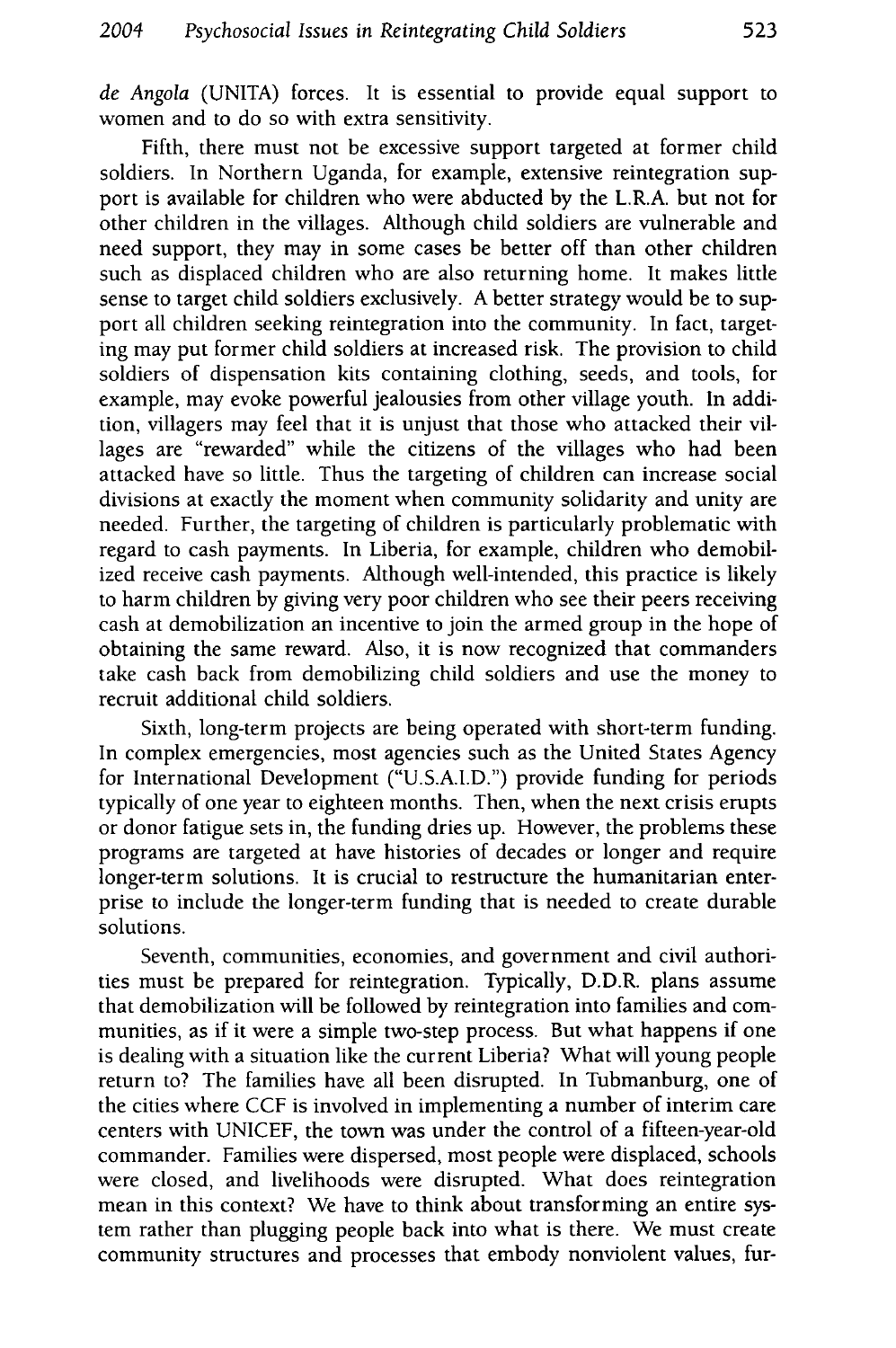*de Angola* (UNITA) forces. It is essential to provide equal support to women and to do so with extra sensitivity.

Fifth, there must not be excessive support targeted at former child soldiers. In Northern Uganda, for example, extensive reintegration support is available for children who were abducted by the L.R.A. but not for other children in the villages. Although child soldiers are vulnerable and need support, they may in some cases be better off than other children such as displaced children who are also returning home. It makes little sense to target child soldiers exclusively. A better strategy would be to support all children seeking reintegration into the community. In fact, targeting may put former child soldiers at increased risk. The provision to child soldiers of dispensation kits containing clothing, seeds, and tools, for example, may evoke powerful jealousies from other village youth. In addition, villagers may feel that it is unjust that those who attacked their villages are "rewarded" while the citizens of the villages who had been attacked have so little. Thus the targeting of children can increase social divisions at exactly the moment when community solidarity and unity are needed. Further, the targeting of children is particularly problematic with regard to cash payments. In Liberia, for example, children who demobilized receive cash payments. Although well-intended, this practice is likely to harm children by giving very poor children who see their peers receiving cash at demobilization an incentive to join the armed group in the hope of obtaining the same reward. Also, it is now recognized that commanders take cash back from demobilizing child soldiers and use the money to recruit additional child soldiers.

Sixth, long-term projects are being operated with short-term funding. In complex emergencies, most agencies such as the United States Agency for International Development ("U.S.A.I.D.") provide funding for periods typically of one year to eighteen months. Then, when the next crisis erupts or donor fatigue sets in, the funding dries up. However, the problems these programs are targeted at have histories of decades or longer and require longer-term solutions. It is crucial to restructure the humanitarian enterprise to include the longer-term funding that is needed to create durable solutions.

Seventh, communities, economies, and government and civil authorities must be prepared for reintegration. Typically, D.D.R. plans assume that demobilization will be followed by reintegration into families and communities, as if it were a simple two-step process. But what happens if one is dealing with a situation like the current Liberia? What will young people return to? The families have all been disrupted. In Tubmanburg, one of the cities where CCF is involved in implementing a number of interim care centers with UNICEF, the town was under the control of a fifteen-year-old commander. Families were dispersed, most people were displaced, schools were closed, and livelihoods were disrupted. What does reintegration mean in this context? We have to think about transforming an entire system rather than plugging people back into what is there. We must create community structures and processes that embody nonviolent values, fur-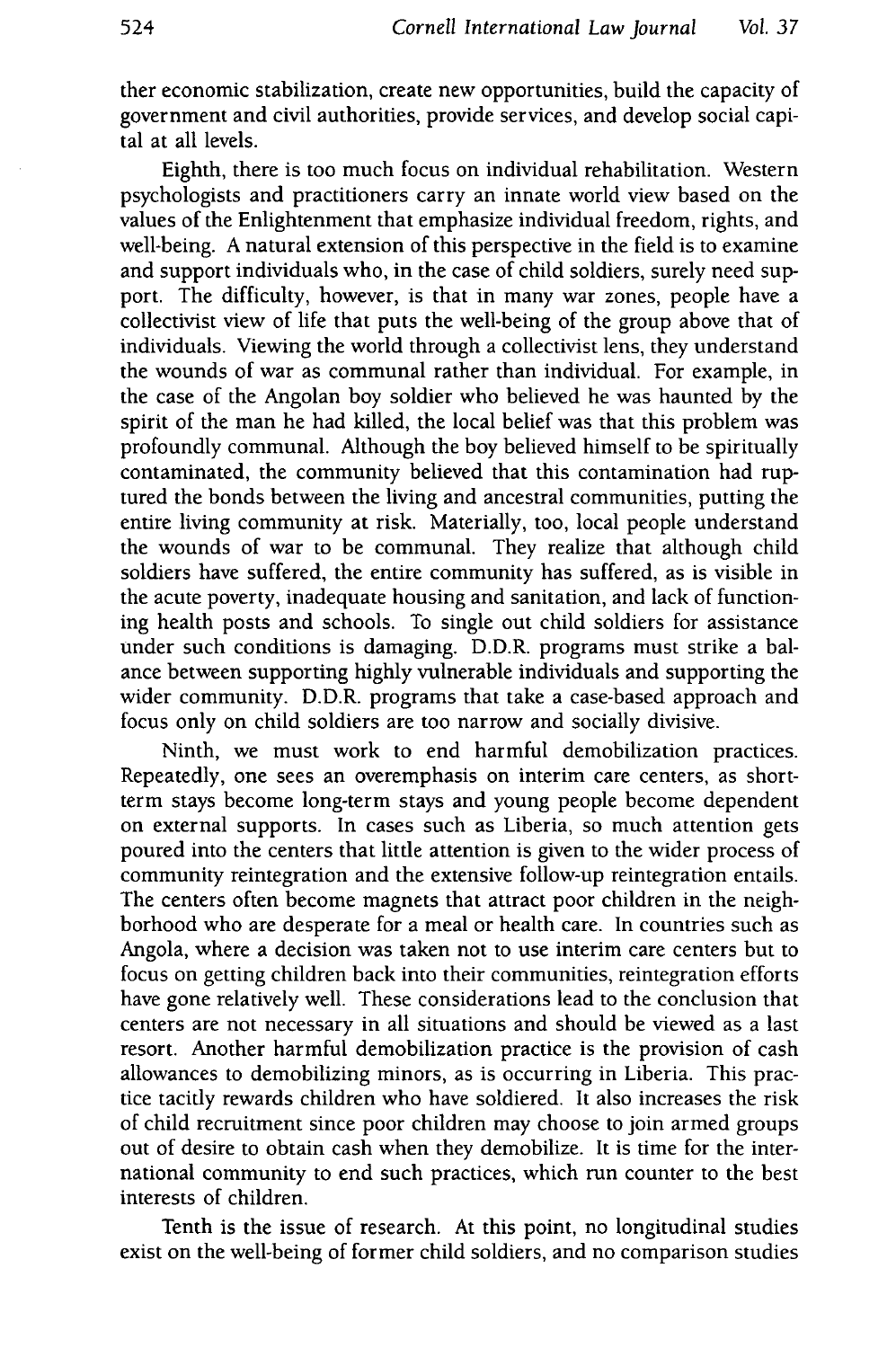ther economic stabilization, create new opportunities, build the capacity of government and civil authorities, provide services, and develop social capital at all levels.

Eighth, there is too much focus on individual rehabilitation. Western psychologists and practitioners carry an innate world view based on the values of the Enlightenment that emphasize individual freedom, rights, and well-being. A natural extension of this perspective in the field is to examine and support individuals who, in the case of child soldiers, surely need support. The difficulty, however, is that in many war zones, people have a collectivist view of life that puts the well-being of the group above that of individuals. Viewing the world through a collectivist lens, they understand the wounds of war as communal rather than individual. For example, in the case of the Angolan boy soldier who believed he was haunted by the spirit of the man he had killed, the local belief was that this problem was profoundly communal. Although the boy believed himself to be spiritually contaminated, the community believed that this contamination had ruptured the bonds between the living and ancestral communities, putting the entire living community at risk. Materially, too, local people understand the wounds of war to be communal. They realize that although child soldiers have suffered, the entire community has suffered, as is visible in the acute poverty, inadequate housing and sanitation, and lack of functioning health posts and schools. To single out child soldiers for assistance under such conditions is damaging. D.D.R. programs must strike a balance between supporting highly vulnerable individuals and supporting the wider community. D.D.R. programs that take a case-based approach and focus only on child soldiers are too narrow and socially divisive.

Ninth, we must work to end harmful demobilization practices. Repeatedly, one sees an overemphasis on interim care centers, as short-term stays become long-term stays and young people become dependent on external supports. In cases such as Liberia, so much attention gets poured into the centers that little attention is given to the wider process of community reintegration and the extensive follow-up reintegration entails. The centers often become magnets that attract poor children in the neighborhood who are desperate for a meal or health care. In countries such as Angola, where a decision was taken not to use interim care centers but to focus on getting children back into their communities, reintegration efforts have gone relatively well. These considerations lead to the conclusion that centers are not necessary in all situations and should be viewed as a last resort. Another harmful demobilization practice is the provision of cash allowances to demobilizing minors, as is occurring in Liberia. This practice tacitly rewards children who have soldiered. It also increases the risk of child recruitment since poor children may choose to join armed groups out of desire to obtain cash when they demobilize. It is time for the international community to end such practices, which run counter to the best interests of children.

Tenth is the issue of research. At this point, no longitudinal studies exist on the well-being of former child soldiers, and no comparison studies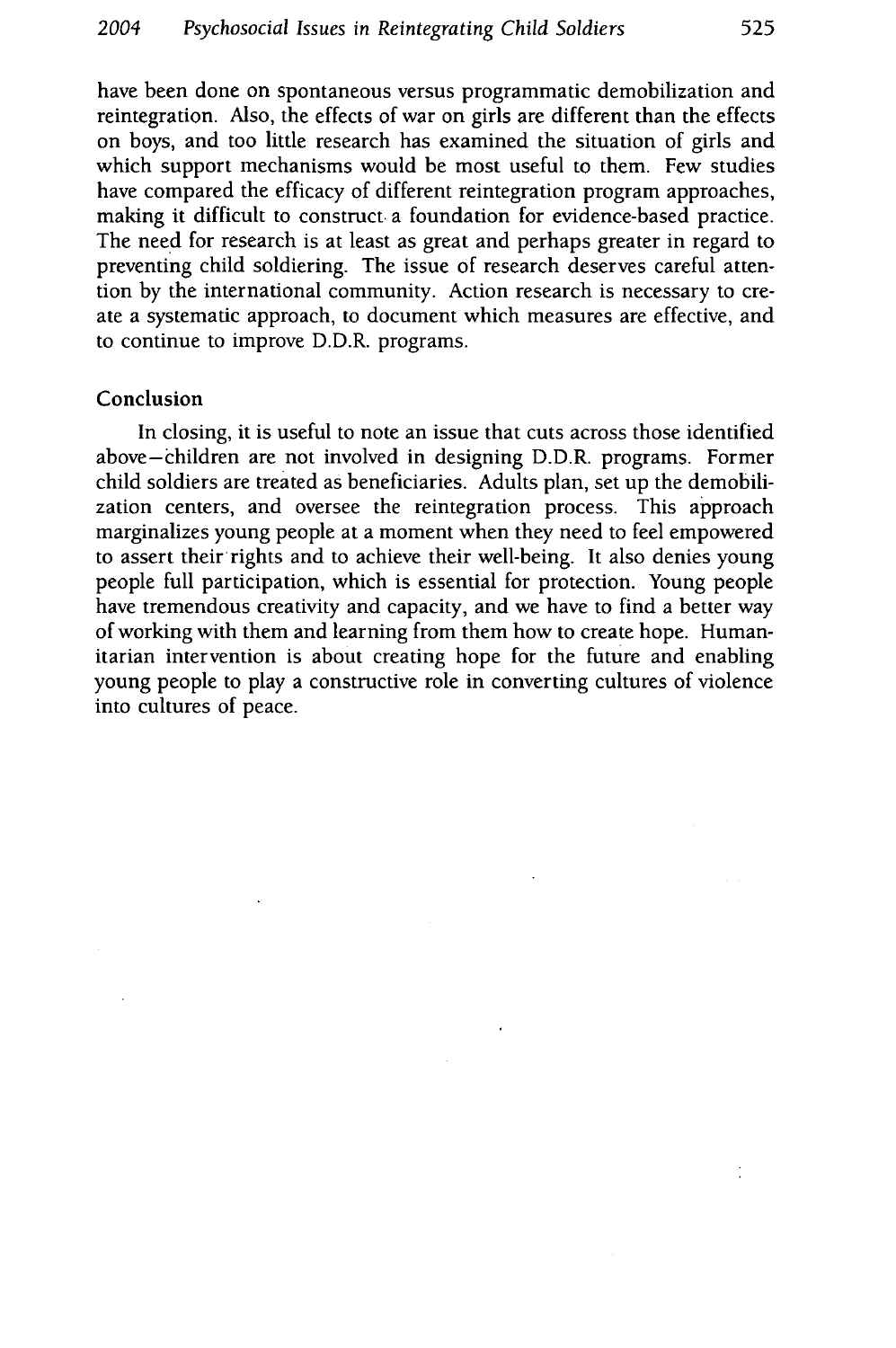have been done on spontaneous versus programmatic demobilization and reintegration. Also, the effects of war on girls are different than the effects on boys, and too little research has examined the situation of girls and which support mechanisms would be most useful to them. Few studies have compared the efficacy of different reintegration program approaches, making it difficult to construct a foundation for evidence-based practice. The need for research is at least as great and perhaps greater in regard to preventing child soldiering. The issue of research deserves careful attention by the international community. Action research is necessary to create a systematic approach, to document which measures are effective, and to continue to improve D.D.R. programs.

## Conclusion

In closing, it is useful to note an issue that cuts across those identified above—children are not involved in designing D.D.R. programs. Former child soldiers are treated as beneficiaries. Adults plan, set up the demobilization centers, and oversee the reintegration process. This approach marginalizes young people at a moment when they need to feel empowered to assert their rights and to achieve their well-being. It also denies young people full participation, which is essential for protection. Young people have tremendous creativity and capacity, and we have to find a better way of working with them and learning from them how to create hope. Humanitarian intervention is about creating hope for the future and enabling young people to play a constructive role in converting cultures of violence into cultures of peace.